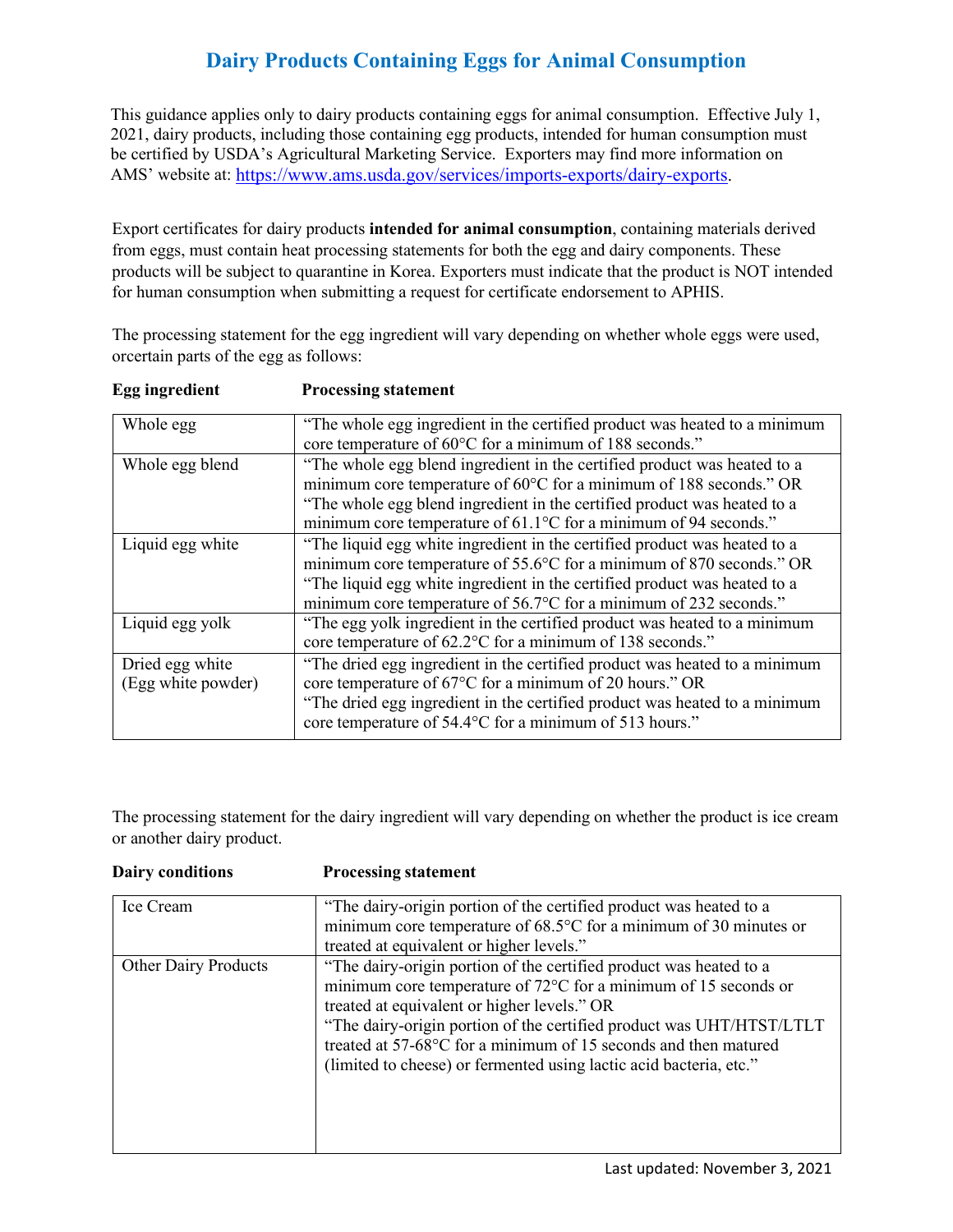// Dairy Products Containing Eggs for Animal Consumption

This guidance applies only to dairy products containing eggs for animal consumption. Effective July 1, 2021, dairy products, including those containing egg products, intended for human consumption must be certified by USDA's Agricultural Marketing Service. Exporters may find more information on AMS' website at: https://www.ams.usda.gov/services/imports-exports/dairy-exports.

Export certificates for dairy products **intended for animal consumption**, containing materials derived from eggs, must contain heat processing statements for both the egg and dairy components. These products will be subject to quarantine in Korea. Exporters must indicate that the product is NOT intended for human consumption when submitting a request for certificate endorsement to APHIS.

The processing statement for the egg ingredient will vary depending on whether whole eggs were used, orcertain parts of the egg as follows:

| Egg ingredient | Processing statement |
|---|---|
| Whole egg | "The whole egg ingredient in the certified product was heated to a minimum core temperature of 60°C for a minimum of 188 seconds." |
| Whole egg blend | "The whole egg blend ingredient in the certified product was heated to a minimum core temperature of 60°C for a minimum of 188 seconds." OR "The whole egg blend ingredient in the certified product was heated to a minimum core temperature of 61.1°C for a minimum of 94 seconds." |
| Liquid egg white | "The liquid egg white ingredient in the certified product was heated to a minimum core temperature of 55.6°C for a minimum of 870 seconds." OR "The liquid egg white ingredient in the certified product was heated to a minimum core temperature of 56.7°C for a minimum of 232 seconds." |
| Liquid egg yolk | "The egg yolk ingredient in the certified product was heated to a minimum core temperature of 62.2°C for a minimum of 138 seconds." |
| Dried egg white (Egg white powder) | "The dried egg ingredient in the certified product was heated to a minimum core temperature of 67°C for a minimum of 20 hours." OR "The dried egg ingredient in the certified product was heated to a minimum core temperature of 54.4°C for a minimum of 513 hours." |

The processing statement for the dairy ingredient will vary depending on whether the product is ice cream or another dairy product.

| Dairy conditions | Processing statement |
|---|---|
| Ice Cream | "The dairy-origin portion of the certified product was heated to a minimum core temperature of 68.5°C for a minimum of 30 minutes or treated at equivalent or higher levels." |
| Other Dairy Products | "The dairy-origin portion of the certified product was heated to a minimum core temperature of 72°C for a minimum of 15 seconds or treated at equivalent or higher levels." OR "The dairy-origin portion of the certified product was UHT/HTST/LTLT treated at 57-68°C for a minimum of 15 seconds and then matured (limited to cheese) or fermented using lactic acid bacteria, etc." |

Last updated: November 3, 2021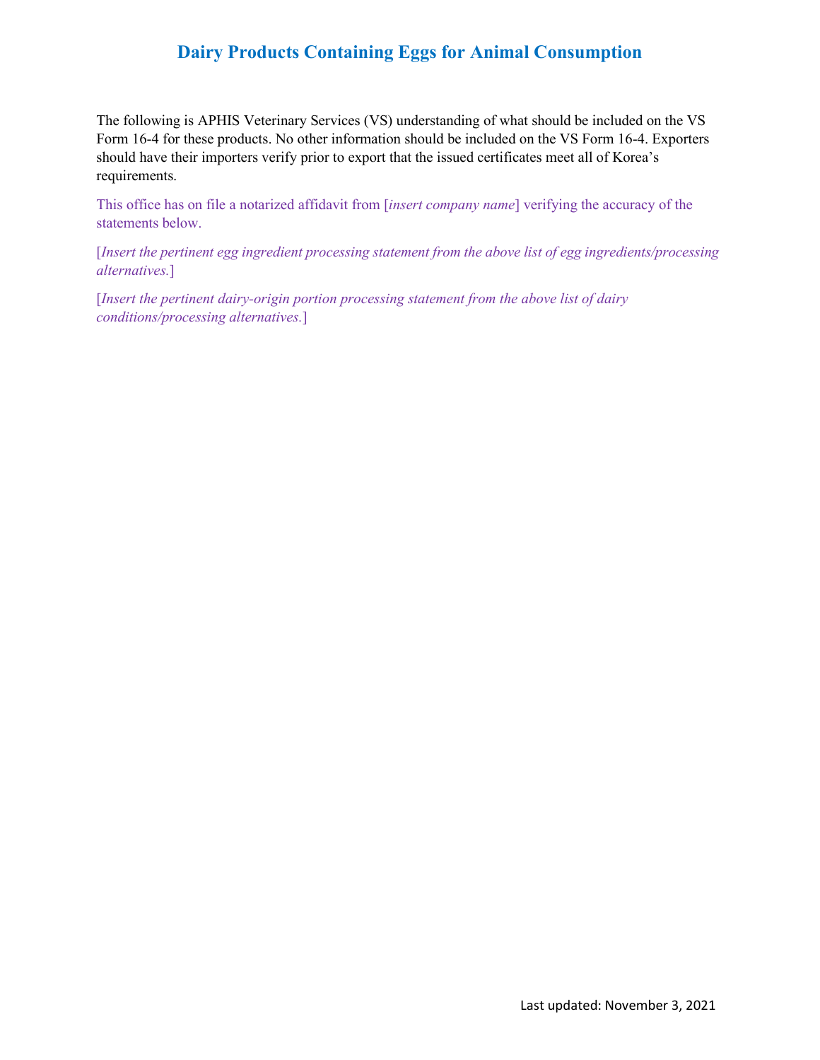## Dairy Products Containing Eggs for Animal Consumption

The following is APHIS Veterinary Services (VS) understanding of what should be included on the VS Form 16-4 for these products. No other information should be included on the VS Form 16-4. Exporters should have their importers verify prior to export that the issued certificates meet all of Korea's requirements.

This office has on file a notarized affidavit from [*insert company name*] verifying the accuracy of the statements below.

[*Insert the pertinent egg ingredient processing statement from the above list of egg ingredients/processing alternatives.*]

[*Insert the pertinent dairy-origin portion processing statement from the above list of dairy conditions/processing alternatives.*]

Last updated: November 3, 2021